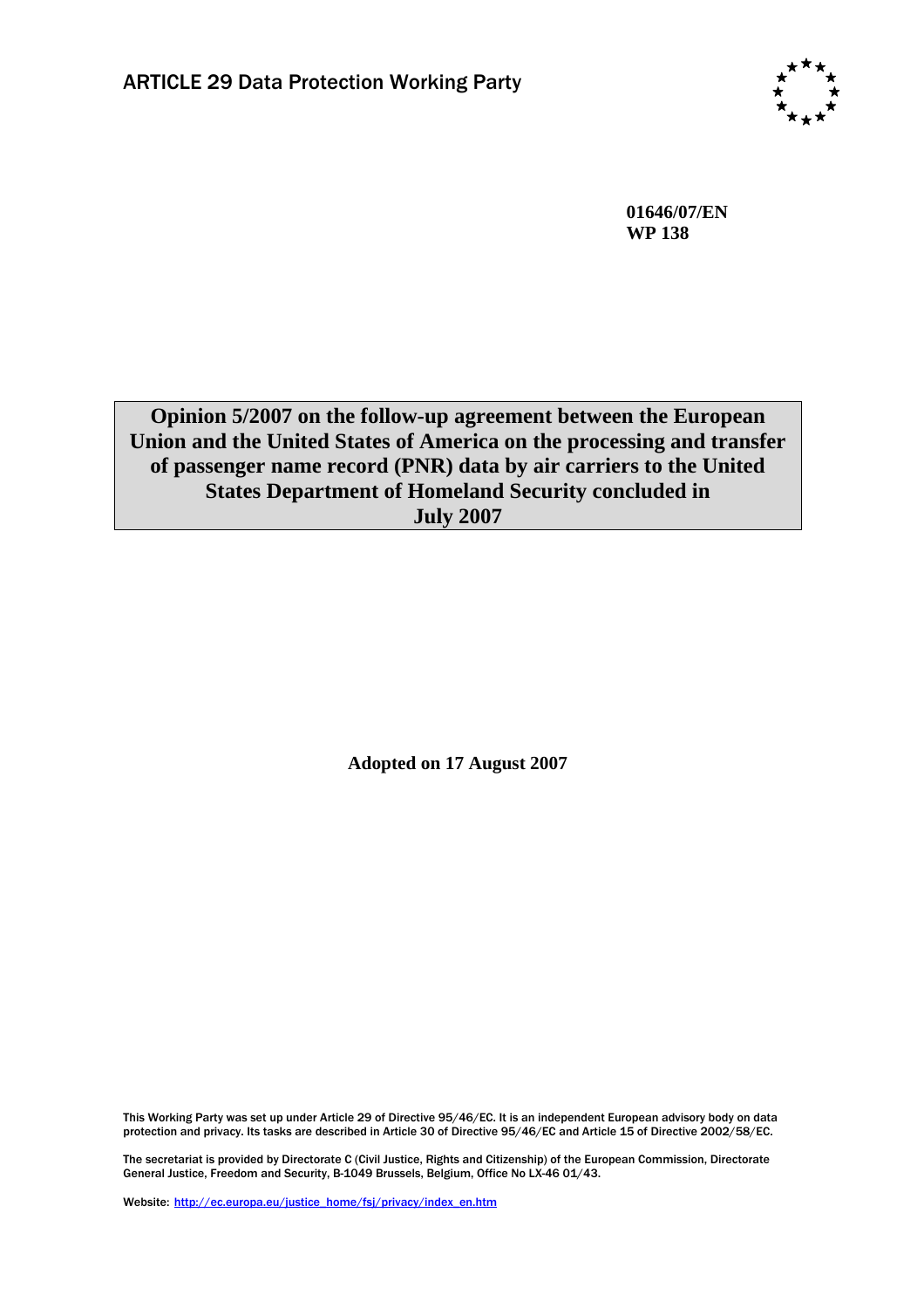ARTICLE 29 Data Protection Working Party

**01646/07/EN**
**WP 138**

# Opinion 5/2007 on the follow-up agreement between the European Union and the United States of America on the processing and transfer of passenger name record (PNR) data by air carriers to the United States Department of Homeland Security concluded in July 2007

**Adopted on 17 August 2007**

This Working Party was set up under Article 29 of Directive 95/46/EC. It is an independent European advisory body on data protection and privacy. Its tasks are described in Article 30 of Directive 95/46/EC and Article 15 of Directive 2002/58/EC.

The secretariat is provided by Directorate C (Civil Justice, Rights and Citizenship) of the European Commission, Directorate General Justice, Freedom and Security, B-1049 Brussels, Belgium, Office No LX-46 01/43.

Website: http://ec.europa.eu/justice_home/fsj/privacy/index_en.htm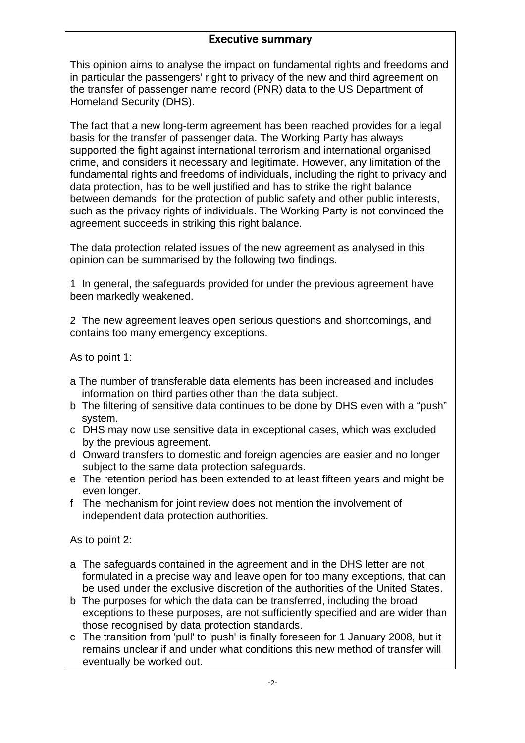## Executive summary

This opinion aims to analyse the impact on fundamental rights and freedoms and in particular the passengers' right to privacy of the new and third agreement on the transfer of passenger name record (PNR) data to the US Department of Homeland Security (DHS).

The fact that a new long-term agreement has been reached provides for a legal basis for the transfer of passenger data. The Working Party has always supported the fight against international terrorism and international organised crime, and considers it necessary and legitimate. However, any limitation of the fundamental rights and freedoms of individuals, including the right to privacy and data protection, has to be well justified and has to strike the right balance between demands for the protection of public safety and other public interests, such as the privacy rights of individuals. The Working Party is not convinced the agreement succeeds in striking this right balance.

The data protection related issues of the new agreement as analysed in this opinion can be summarised by the following two findings.

1 In general, the safeguards provided for under the previous agreement have been markedly weakened.

2 The new agreement leaves open serious questions and shortcomings, and contains too many emergency exceptions.

As to point 1:

- a The number of transferable data elements has been increased and includes information on third parties other than the data subject.
- b The filtering of sensitive data continues to be done by DHS even with a "push" system.
- c DHS may now use sensitive data in exceptional cases, which was excluded by the previous agreement.
- d Onward transfers to domestic and foreign agencies are easier and no longer subject to the same data protection safeguards.
- e The retention period has been extended to at least fifteen years and might be even longer.
- f The mechanism for joint review does not mention the involvement of independent data protection authorities.

As to point 2:

- a The safeguards contained in the agreement and in the DHS letter are not formulated in a precise way and leave open for too many exceptions, that can be used under the exclusive discretion of the authorities of the United States.
- b The purposes for which the data can be transferred, including the broad exceptions to these purposes, are not sufficiently specified and are wider than those recognised by data protection standards.
- c The transition from 'pull' to 'push' is finally foreseen for 1 January 2008, but it remains unclear if and under what conditions this new method of transfer will eventually be worked out.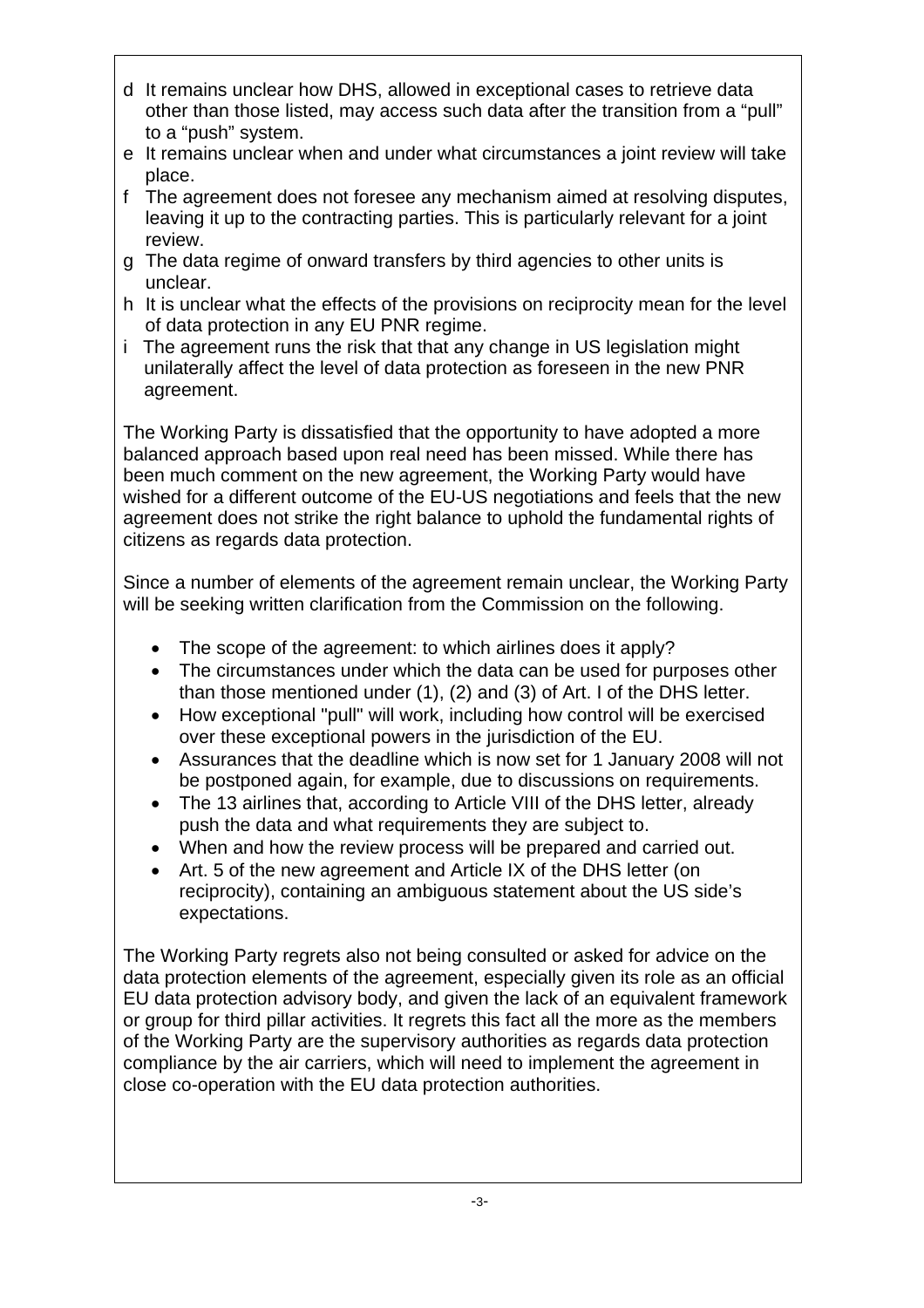d  It remains unclear how DHS, allowed in exceptional cases to retrieve data other than those listed, may access such data after the transition from a "pull" to a "push" system.

e  It remains unclear when and under what circumstances a joint review will take place.

f  The agreement does not foresee any mechanism aimed at resolving disputes, leaving it up to the contracting parties. This is particularly relevant for a joint review.

g  The data regime of onward transfers by third agencies to other units is unclear.

h  It is unclear what the effects of the provisions on reciprocity mean for the level of data protection in any EU PNR regime.

i  The agreement runs the risk that that any change in US legislation might unilaterally affect the level of data protection as foreseen in the new PNR agreement.

The Working Party is dissatisfied that the opportunity to have adopted a more balanced approach based upon real need has been missed. While there has been much comment on the new agreement, the Working Party would have wished for a different outcome of the EU-US negotiations and feels that the new agreement does not strike the right balance to uphold the fundamental rights of citizens as regards data protection.

Since a number of elements of the agreement remain unclear, the Working Party will be seeking written clarification from the Commission on the following.

- The scope of the agreement: to which airlines does it apply?
- The circumstances under which the data can be used for purposes other than those mentioned under (1), (2) and (3) of Art. I of the DHS letter.
- How exceptional "pull" will work, including how control will be exercised over these exceptional powers in the jurisdiction of the EU.
- Assurances that the deadline which is now set for 1 January 2008 will not be postponed again, for example, due to discussions on requirements.
- The 13 airlines that, according to Article VIII of the DHS letter, already push the data and what requirements they are subject to.
- When and how the review process will be prepared and carried out.
- Art. 5 of the new agreement and Article IX of the DHS letter (on reciprocity), containing an ambiguous statement about the US side's expectations.

The Working Party regrets also not being consulted or asked for advice on the data protection elements of the agreement, especially given its role as an official EU data protection advisory body, and given the lack of an equivalent framework or group for third pillar activities. It regrets this fact all the more as the members of the Working Party are the supervisory authorities as regards data protection compliance by the air carriers, which will need to implement the agreement in close co-operation with the EU data protection authorities.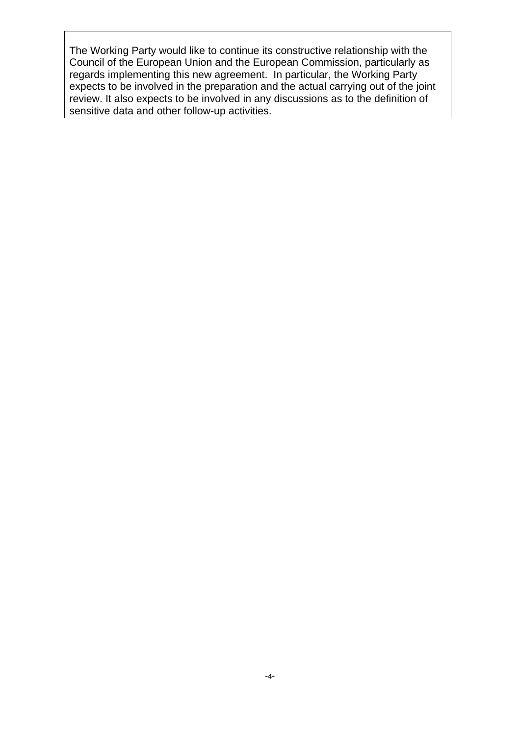The Working Party would like to continue its constructive relationship with the Council of the European Union and the European Commission, particularly as regards implementing this new agreement.  In particular, the Working Party expects to be involved in the preparation and the actual carrying out of the joint review. It also expects to be involved in any discussions as to the definition of sensitive data and other follow-up activities.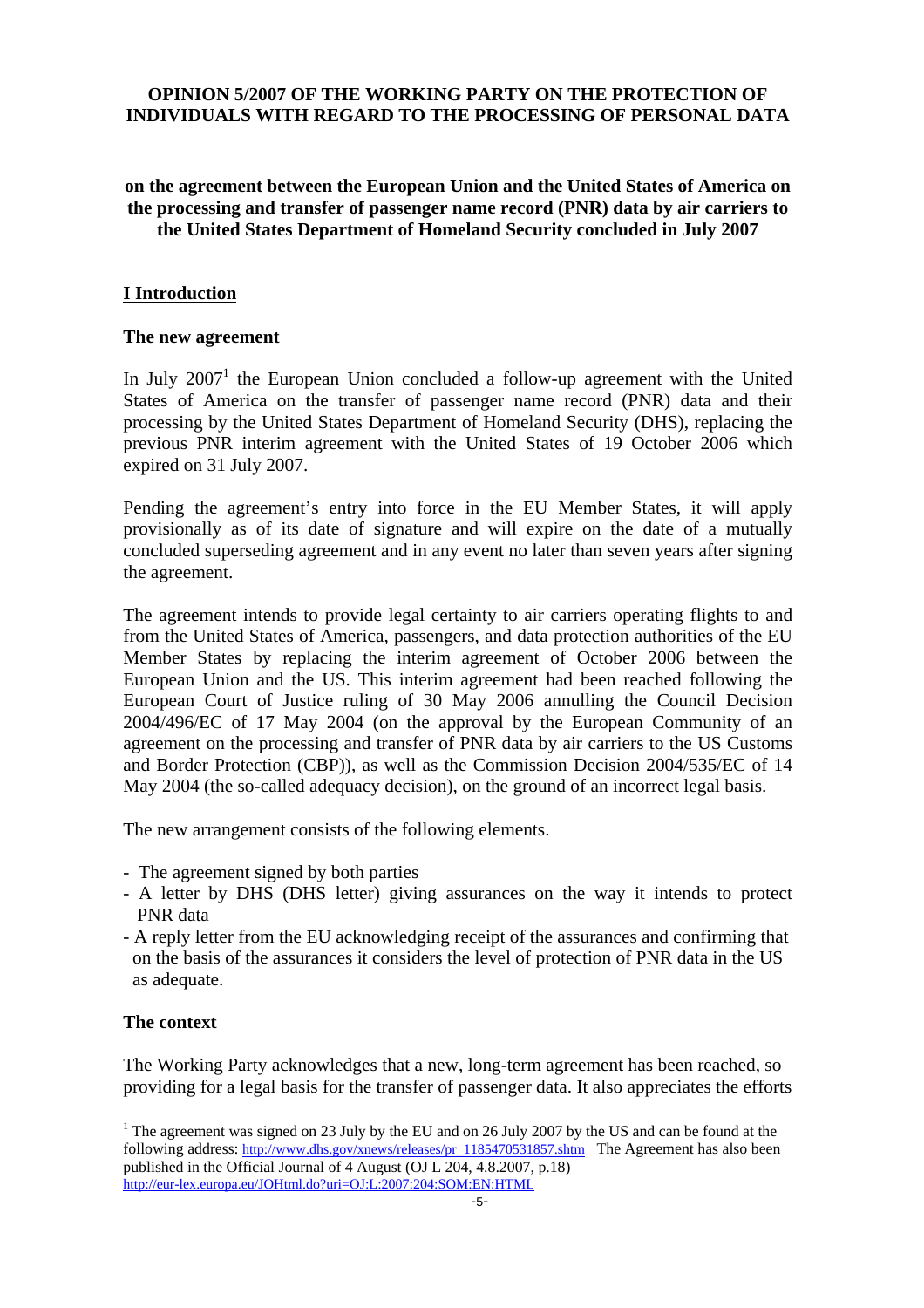**OPINION 5/2007 OF THE WORKING PARTY ON THE PROTECTION OF INDIVIDUALS WITH REGARD TO THE PROCESSING OF PERSONAL DATA**

**on the agreement between the European Union and the United States of America on the processing and transfer of passenger name record (PNR) data by air carriers to the United States Department of Homeland Security concluded in July 2007**

## I Introduction

### The new agreement

In July 2007[1] the European Union concluded a follow-up agreement with the United States of America on the transfer of passenger name record (PNR) data and their processing by the United States Department of Homeland Security (DHS), replacing the previous PNR interim agreement with the United States of 19 October 2006 which expired on 31 July 2007.

Pending the agreement's entry into force in the EU Member States, it will apply provisionally as of its date of signature and will expire on the date of a mutually concluded superseding agreement and in any event no later than seven years after signing the agreement.

The agreement intends to provide legal certainty to air carriers operating flights to and from the United States of America, passengers, and data protection authorities of the EU Member States by replacing the interim agreement of October 2006 between the European Union and the US. This interim agreement had been reached following the European Court of Justice ruling of 30 May 2006 annulling the Council Decision 2004/496/EC of 17 May 2004 (on the approval by the European Community of an agreement on the processing and transfer of PNR data by air carriers to the US Customs and Border Protection (CBP)), as well as the Commission Decision 2004/535/EC of 14 May 2004 (the so-called adequacy decision), on the ground of an incorrect legal basis.

The new arrangement consists of the following elements.

- The agreement signed by both parties
- A letter by DHS (DHS letter) giving assurances on the way it intends to protect PNR data
- A reply letter from the EU acknowledging receipt of the assurances and confirming that on the basis of the assurances it considers the level of protection of PNR data in the US as adequate.

### The context

The Working Party acknowledges that a new, long-term agreement has been reached, so providing for a legal basis for the transfer of passenger data. It also appreciates the efforts

[1] The agreement was signed on 23 July by the EU and on 26 July 2007 by the US and can be found at the following address: http://www.dhs.gov/xnews/releases/pr_1185470531857.shtm The Agreement has also been published in the Official Journal of 4 August (OJ L 204, 4.8.2007, p.18) http://eur-lex.europa.eu/JOHtml.do?uri=OJ:L:2007:204:SOM:EN:HTML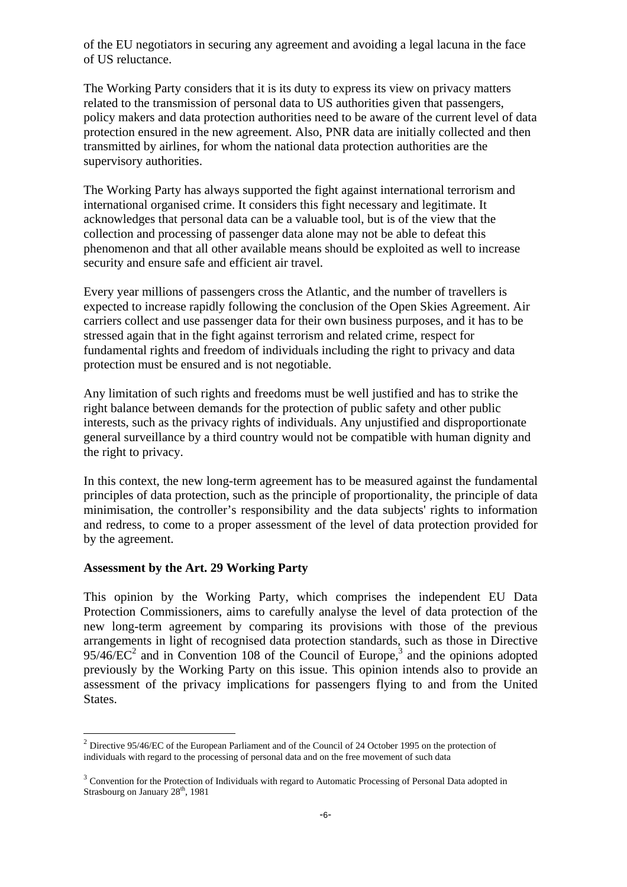of the EU negotiators in securing any agreement and avoiding a legal lacuna in the face of US reluctance.

The Working Party considers that it is its duty to express its view on privacy matters related to the transmission of personal data to US authorities given that passengers, policy makers and data protection authorities need to be aware of the current level of data protection ensured in the new agreement. Also, PNR data are initially collected and then transmitted by airlines, for whom the national data protection authorities are the supervisory authorities.

The Working Party has always supported the fight against international terrorism and international organised crime. It considers this fight necessary and legitimate. It acknowledges that personal data can be a valuable tool, but is of the view that the collection and processing of passenger data alone may not be able to defeat this phenomenon and that all other available means should be exploited as well to increase security and ensure safe and efficient air travel.

Every year millions of passengers cross the Atlantic, and the number of travellers is expected to increase rapidly following the conclusion of the Open Skies Agreement. Air carriers collect and use passenger data for their own business purposes, and it has to be stressed again that in the fight against terrorism and related crime, respect for fundamental rights and freedom of individuals including the right to privacy and data protection must be ensured and is not negotiable.

Any limitation of such rights and freedoms must be well justified and has to strike the right balance between demands for the protection of public safety and other public interests, such as the privacy rights of individuals. Any unjustified and disproportionate general surveillance by a third country would not be compatible with human dignity and the right to privacy.

In this context, the new long-term agreement has to be measured against the fundamental principles of data protection, such as the principle of proportionality, the principle of data minimisation, the controller's responsibility and the data subjects' rights to information and redress, to come to a proper assessment of the level of data protection provided for by the agreement.

**Assessment by the Art. 29 Working Party**

This opinion by the Working Party, which comprises the independent EU Data Protection Commissioners, aims to carefully analyse the level of data protection of the new long-term agreement by comparing its provisions with those of the previous arrangements in light of recognised data protection standards, such as those in Directive 95/46/EC[2] and in Convention 108 of the Council of Europe,[3] and the opinions adopted previously by the Working Party on this issue. This opinion intends also to provide an assessment of the privacy implications for passengers flying to and from the United States.

---

[2] Directive 95/46/EC of the European Parliament and of the Council of 24 October 1995 on the protection of individuals with regard to the processing of personal data and on the free movement of such data

[3] Convention for the Protection of Individuals with regard to Automatic Processing of Personal Data adopted in Strasbourg on January 28th, 1981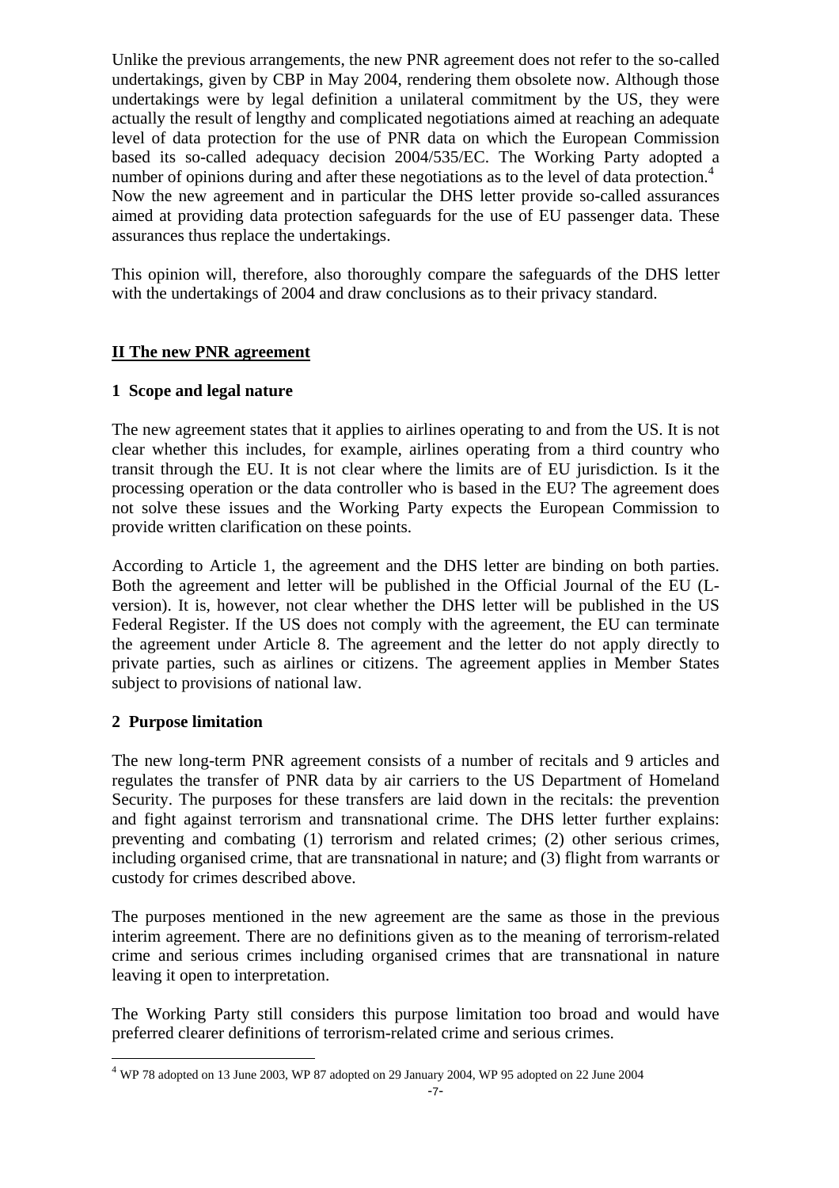Unlike the previous arrangements, the new PNR agreement does not refer to the so-called undertakings, given by CBP in May 2004, rendering them obsolete now. Although those undertakings were by legal definition a unilateral commitment by the US, they were actually the result of lengthy and complicated negotiations aimed at reaching an adequate level of data protection for the use of PNR data on which the European Commission based its so-called adequacy decision 2004/535/EC. The Working Party adopted a number of opinions during and after these negotiations as to the level of data protection.[4] Now the new agreement and in particular the DHS letter provide so-called assurances aimed at providing data protection safeguards for the use of EU passenger data. These assurances thus replace the undertakings.

This opinion will, therefore, also thoroughly compare the safeguards of the DHS letter with the undertakings of 2004 and draw conclusions as to their privacy standard.

## II The new PNR agreement

### 1 Scope and legal nature

The new agreement states that it applies to airlines operating to and from the US. It is not clear whether this includes, for example, airlines operating from a third country who transit through the EU. It is not clear where the limits are of EU jurisdiction. Is it the processing operation or the data controller who is based in the EU? The agreement does not solve these issues and the Working Party expects the European Commission to provide written clarification on these points.

According to Article 1, the agreement and the DHS letter are binding on both parties. Both the agreement and letter will be published in the Official Journal of the EU (L-version). It is, however, not clear whether the DHS letter will be published in the US Federal Register. If the US does not comply with the agreement, the EU can terminate the agreement under Article 8. The agreement and the letter do not apply directly to private parties, such as airlines or citizens. The agreement applies in Member States subject to provisions of national law.

### 2 Purpose limitation

The new long-term PNR agreement consists of a number of recitals and 9 articles and regulates the transfer of PNR data by air carriers to the US Department of Homeland Security. The purposes for these transfers are laid down in the recitals: the prevention and fight against terrorism and transnational crime. The DHS letter further explains: preventing and combating (1) terrorism and related crimes; (2) other serious crimes, including organised crime, that are transnational in nature; and (3) flight from warrants or custody for crimes described above.

The purposes mentioned in the new agreement are the same as those in the previous interim agreement. There are no definitions given as to the meaning of terrorism-related crime and serious crimes including organised crimes that are transnational in nature leaving it open to interpretation.

The Working Party still considers this purpose limitation too broad and would have preferred clearer definitions of terrorism-related crime and serious crimes.

---

[4] WP 78 adopted on 13 June 2003, WP 87 adopted on 29 January 2004, WP 95 adopted on 22 June 2004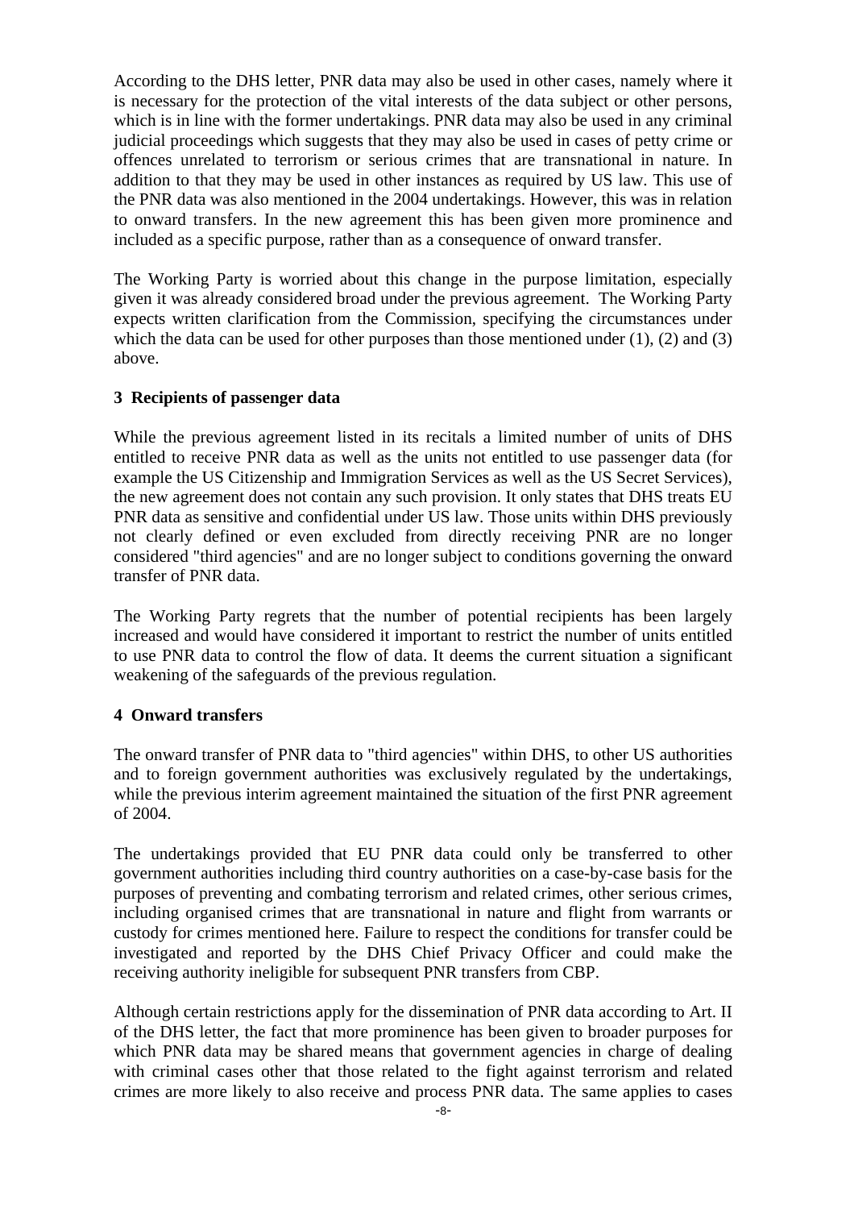According to the DHS letter, PNR data may also be used in other cases, namely where it is necessary for the protection of the vital interests of the data subject or other persons, which is in line with the former undertakings. PNR data may also be used in any criminal judicial proceedings which suggests that they may also be used in cases of petty crime or offences unrelated to terrorism or serious crimes that are transnational in nature. In addition to that they may be used in other instances as required by US law. This use of the PNR data was also mentioned in the 2004 undertakings. However, this was in relation to onward transfers. In the new agreement this has been given more prominence and included as a specific purpose, rather than as a consequence of onward transfer.

The Working Party is worried about this change in the purpose limitation, especially given it was already considered broad under the previous agreement. The Working Party expects written clarification from the Commission, specifying the circumstances under which the data can be used for other purposes than those mentioned under (1), (2) and (3) above.

## 3 Recipients of passenger data

While the previous agreement listed in its recitals a limited number of units of DHS entitled to receive PNR data as well as the units not entitled to use passenger data (for example the US Citizenship and Immigration Services as well as the US Secret Services), the new agreement does not contain any such provision. It only states that DHS treats EU PNR data as sensitive and confidential under US law. Those units within DHS previously not clearly defined or even excluded from directly receiving PNR are no longer considered "third agencies" and are no longer subject to conditions governing the onward transfer of PNR data.

The Working Party regrets that the number of potential recipients has been largely increased and would have considered it important to restrict the number of units entitled to use PNR data to control the flow of data. It deems the current situation a significant weakening of the safeguards of the previous regulation.

## 4 Onward transfers

The onward transfer of PNR data to "third agencies" within DHS, to other US authorities and to foreign government authorities was exclusively regulated by the undertakings, while the previous interim agreement maintained the situation of the first PNR agreement of 2004.

The undertakings provided that EU PNR data could only be transferred to other government authorities including third country authorities on a case-by-case basis for the purposes of preventing and combating terrorism and related crimes, other serious crimes, including organised crimes that are transnational in nature and flight from warrants or custody for crimes mentioned here. Failure to respect the conditions for transfer could be investigated and reported by the DHS Chief Privacy Officer and could make the receiving authority ineligible for subsequent PNR transfers from CBP.

Although certain restrictions apply for the dissemination of PNR data according to Art. II of the DHS letter, the fact that more prominence has been given to broader purposes for which PNR data may be shared means that government agencies in charge of dealing with criminal cases other that those related to the fight against terrorism and related crimes are more likely to also receive and process PNR data. The same applies to cases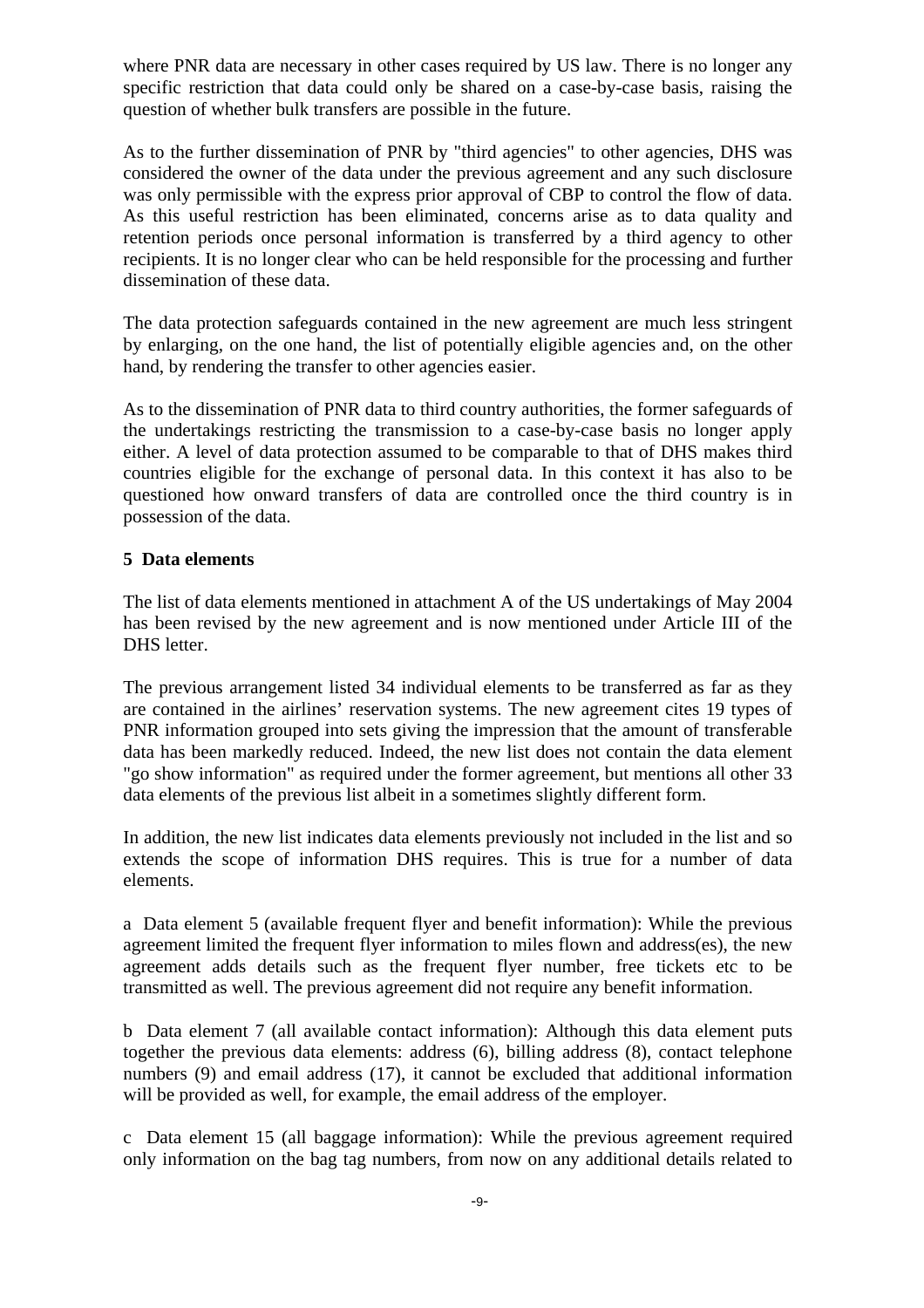where PNR data are necessary in other cases required by US law. There is no longer any specific restriction that data could only be shared on a case-by-case basis, raising the question of whether bulk transfers are possible in the future.

As to the further dissemination of PNR by "third agencies" to other agencies, DHS was considered the owner of the data under the previous agreement and any such disclosure was only permissible with the express prior approval of CBP to control the flow of data. As this useful restriction has been eliminated, concerns arise as to data quality and retention periods once personal information is transferred by a third agency to other recipients. It is no longer clear who can be held responsible for the processing and further dissemination of these data.

The data protection safeguards contained in the new agreement are much less stringent by enlarging, on the one hand, the list of potentially eligible agencies and, on the other hand, by rendering the transfer to other agencies easier.

As to the dissemination of PNR data to third country authorities, the former safeguards of the undertakings restricting the transmission to a case-by-case basis no longer apply either. A level of data protection assumed to be comparable to that of DHS makes third countries eligible for the exchange of personal data. In this context it has also to be questioned how onward transfers of data are controlled once the third country is in possession of the data.

## 5 Data elements

The list of data elements mentioned in attachment A of the US undertakings of May 2004 has been revised by the new agreement and is now mentioned under Article III of the DHS letter.

The previous arrangement listed 34 individual elements to be transferred as far as they are contained in the airlines' reservation systems. The new agreement cites 19 types of PNR information grouped into sets giving the impression that the amount of transferable data has been markedly reduced. Indeed, the new list does not contain the data element "go show information" as required under the former agreement, but mentions all other 33 data elements of the previous list albeit in a sometimes slightly different form.

In addition, the new list indicates data elements previously not included in the list and so extends the scope of information DHS requires. This is true for a number of data elements.

a Data element 5 (available frequent flyer and benefit information): While the previous agreement limited the frequent flyer information to miles flown and address(es), the new agreement adds details such as the frequent flyer number, free tickets etc to be transmitted as well. The previous agreement did not require any benefit information.

b Data element 7 (all available contact information): Although this data element puts together the previous data elements: address (6), billing address (8), contact telephone numbers (9) and email address (17), it cannot be excluded that additional information will be provided as well, for example, the email address of the employer.

c Data element 15 (all baggage information): While the previous agreement required only information on the bag tag numbers, from now on any additional details related to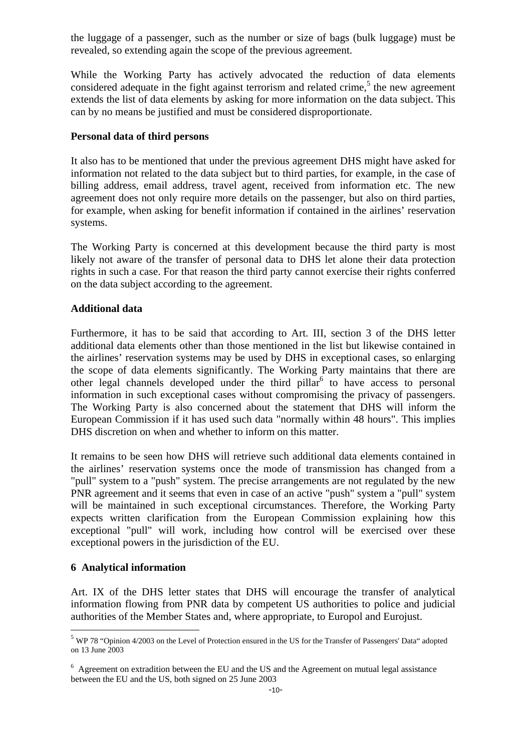the luggage of a passenger, such as the number or size of bags (bulk luggage) must be revealed, so extending again the scope of the previous agreement.

While the Working Party has actively advocated the reduction of data elements considered adequate in the fight against terrorism and related crime,[5] the new agreement extends the list of data elements by asking for more information on the data subject. This can by no means be justified and must be considered disproportionate.

**Personal data of third persons**

It also has to be mentioned that under the previous agreement DHS might have asked for information not related to the data subject but to third parties, for example, in the case of billing address, email address, travel agent, received from information etc. The new agreement does not only require more details on the passenger, but also on third parties, for example, when asking for benefit information if contained in the airlines' reservation systems.

The Working Party is concerned at this development because the third party is most likely not aware of the transfer of personal data to DHS let alone their data protection rights in such a case. For that reason the third party cannot exercise their rights conferred on the data subject according to the agreement.

**Additional data**

Furthermore, it has to be said that according to Art. III, section 3 of the DHS letter additional data elements other than those mentioned in the list but likewise contained in the airlines' reservation systems may be used by DHS in exceptional cases, so enlarging the scope of data elements significantly. The Working Party maintains that there are other legal channels developed under the third pillar[6] to have access to personal information in such exceptional cases without compromising the privacy of passengers. The Working Party is also concerned about the statement that DHS will inform the European Commission if it has used such data "normally within 48 hours". This implies DHS discretion on when and whether to inform on this matter.

It remains to be seen how DHS will retrieve such additional data elements contained in the airlines' reservation systems once the mode of transmission has changed from a "pull" system to a "push" system. The precise arrangements are not regulated by the new PNR agreement and it seems that even in case of an active "push" system a "pull" system will be maintained in such exceptional circumstances. Therefore, the Working Party expects written clarification from the European Commission explaining how this exceptional "pull" will work, including how control will be exercised over these exceptional powers in the jurisdiction of the EU.

## 6 Analytical information

Art. IX of the DHS letter states that DHS will encourage the transfer of analytical information flowing from PNR data by competent US authorities to police and judicial authorities of the Member States and, where appropriate, to Europol and Eurojust.

---

[5] WP 78 "Opinion 4/2003 on the Level of Protection ensured in the US for the Transfer of Passengers' Data" adopted on 13 June 2003

[6] Agreement on extradition between the EU and the US and the Agreement on mutual legal assistance between the EU and the US, both signed on 25 June 2003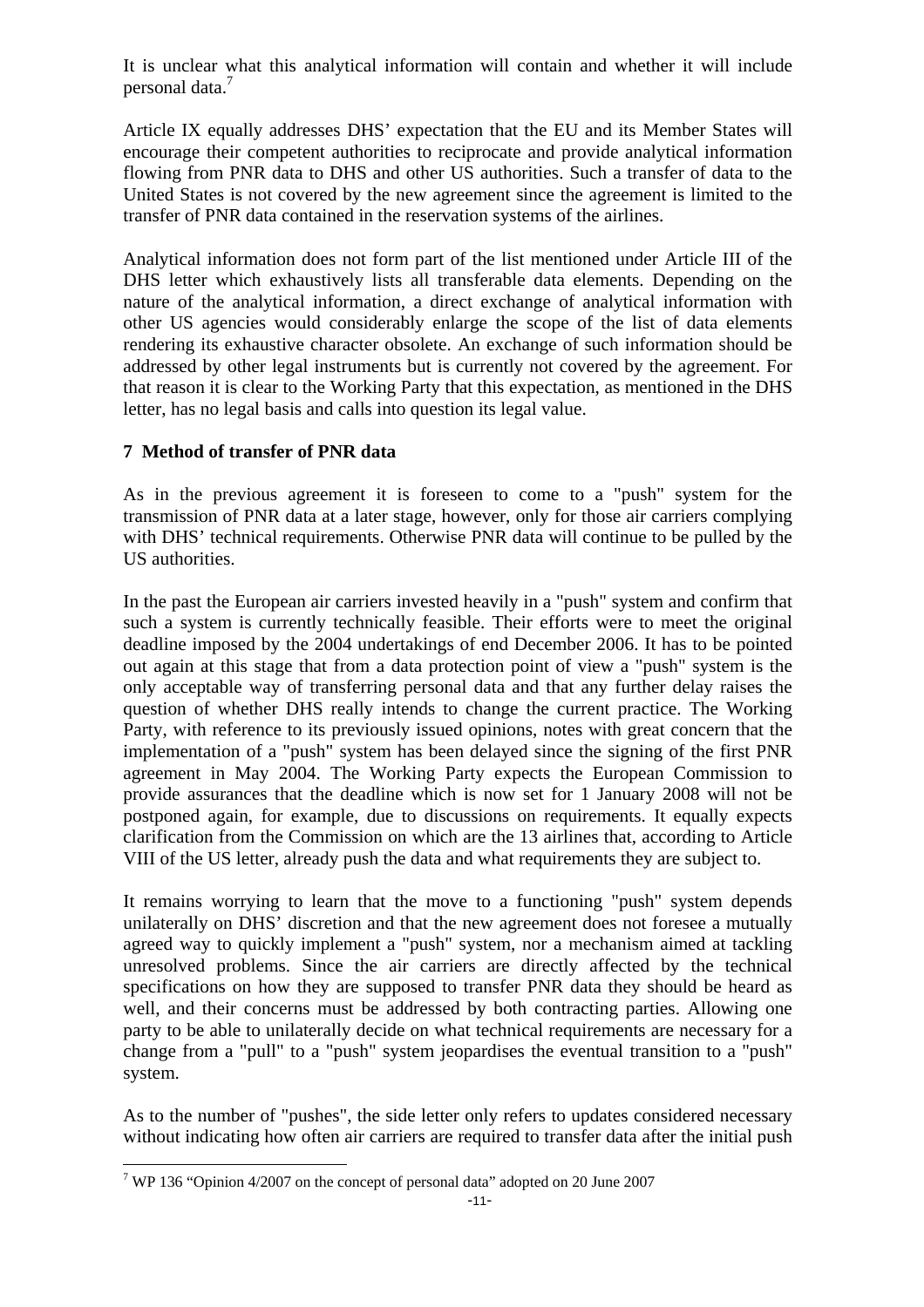It is unclear what this analytical information will contain and whether it will include personal data.[7]

Article IX equally addresses DHS' expectation that the EU and its Member States will encourage their competent authorities to reciprocate and provide analytical information flowing from PNR data to DHS and other US authorities. Such a transfer of data to the United States is not covered by the new agreement since the agreement is limited to the transfer of PNR data contained in the reservation systems of the airlines.

Analytical information does not form part of the list mentioned under Article III of the DHS letter which exhaustively lists all transferable data elements. Depending on the nature of the analytical information, a direct exchange of analytical information with other US agencies would considerably enlarge the scope of the list of data elements rendering its exhaustive character obsolete. An exchange of such information should be addressed by other legal instruments but is currently not covered by the agreement. For that reason it is clear to the Working Party that this expectation, as mentioned in the DHS letter, has no legal basis and calls into question its legal value.

## 7 Method of transfer of PNR data

As in the previous agreement it is foreseen to come to a "push" system for the transmission of PNR data at a later stage, however, only for those air carriers complying with DHS' technical requirements. Otherwise PNR data will continue to be pulled by the US authorities.

In the past the European air carriers invested heavily in a "push" system and confirm that such a system is currently technically feasible. Their efforts were to meet the original deadline imposed by the 2004 undertakings of end December 2006. It has to be pointed out again at this stage that from a data protection point of view a "push" system is the only acceptable way of transferring personal data and that any further delay raises the question of whether DHS really intends to change the current practice. The Working Party, with reference to its previously issued opinions, notes with great concern that the implementation of a "push" system has been delayed since the signing of the first PNR agreement in May 2004. The Working Party expects the European Commission to provide assurances that the deadline which is now set for 1 January 2008 will not be postponed again, for example, due to discussions on requirements. It equally expects clarification from the Commission on which are the 13 airlines that, according to Article VIII of the US letter, already push the data and what requirements they are subject to.

It remains worrying to learn that the move to a functioning "push" system depends unilaterally on DHS' discretion and that the new agreement does not foresee a mutually agreed way to quickly implement a "push" system, nor a mechanism aimed at tackling unresolved problems. Since the air carriers are directly affected by the technical specifications on how they are supposed to transfer PNR data they should be heard as well, and their concerns must be addressed by both contracting parties. Allowing one party to be able to unilaterally decide on what technical requirements are necessary for a change from a "pull" to a "push" system jeopardises the eventual transition to a "push" system.

As to the number of "pushes", the side letter only refers to updates considered necessary without indicating how often air carriers are required to transfer data after the initial push

[7] WP 136 "Opinion 4/2007 on the concept of personal data" adopted on 20 June 2007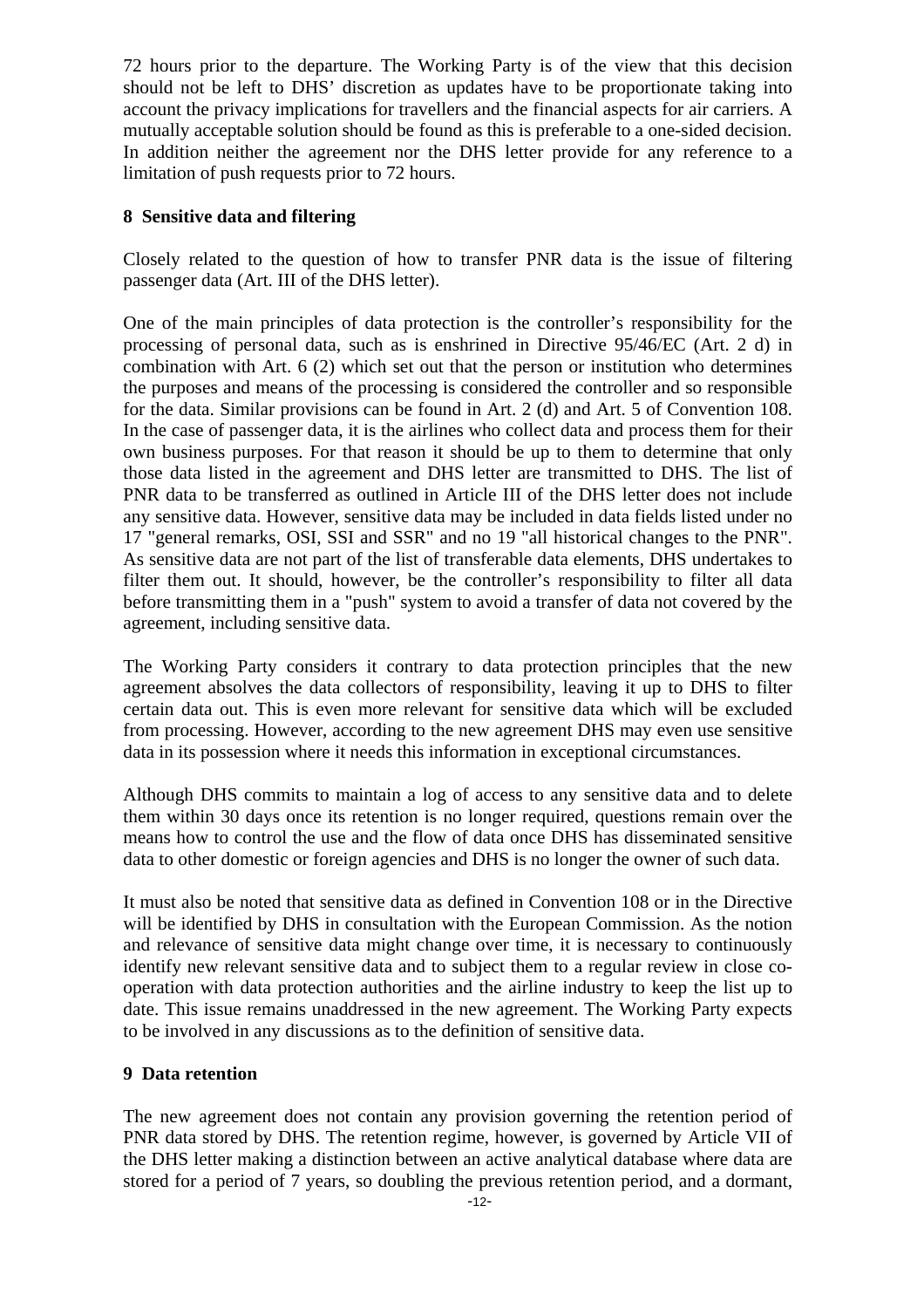72 hours prior to the departure. The Working Party is of the view that this decision should not be left to DHS' discretion as updates have to be proportionate taking into account the privacy implications for travellers and the financial aspects for air carriers. A mutually acceptable solution should be found as this is preferable to a one-sided decision. In addition neither the agreement nor the DHS letter provide for any reference to a limitation of push requests prior to 72 hours.

## 8 Sensitive data and filtering

Closely related to the question of how to transfer PNR data is the issue of filtering passenger data (Art. III of the DHS letter).

One of the main principles of data protection is the controller's responsibility for the processing of personal data, such as is enshrined in Directive 95/46/EC (Art. 2 d) in combination with Art. 6 (2) which set out that the person or institution who determines the purposes and means of the processing is considered the controller and so responsible for the data. Similar provisions can be found in Art. 2 (d) and Art. 5 of Convention 108. In the case of passenger data, it is the airlines who collect data and process them for their own business purposes. For that reason it should be up to them to determine that only those data listed in the agreement and DHS letter are transmitted to DHS. The list of PNR data to be transferred as outlined in Article III of the DHS letter does not include any sensitive data. However, sensitive data may be included in data fields listed under no 17 "general remarks, OSI, SSI and SSR" and no 19 "all historical changes to the PNR". As sensitive data are not part of the list of transferable data elements, DHS undertakes to filter them out. It should, however, be the controller's responsibility to filter all data before transmitting them in a "push" system to avoid a transfer of data not covered by the agreement, including sensitive data.

The Working Party considers it contrary to data protection principles that the new agreement absolves the data collectors of responsibility, leaving it up to DHS to filter certain data out. This is even more relevant for sensitive data which will be excluded from processing. However, according to the new agreement DHS may even use sensitive data in its possession where it needs this information in exceptional circumstances.

Although DHS commits to maintain a log of access to any sensitive data and to delete them within 30 days once its retention is no longer required, questions remain over the means how to control the use and the flow of data once DHS has disseminated sensitive data to other domestic or foreign agencies and DHS is no longer the owner of such data.

It must also be noted that sensitive data as defined in Convention 108 or in the Directive will be identified by DHS in consultation with the European Commission. As the notion and relevance of sensitive data might change over time, it is necessary to continuously identify new relevant sensitive data and to subject them to a regular review in close co-operation with data protection authorities and the airline industry to keep the list up to date. This issue remains unaddressed in the new agreement. The Working Party expects to be involved in any discussions as to the definition of sensitive data.

## 9 Data retention

The new agreement does not contain any provision governing the retention period of PNR data stored by DHS. The retention regime, however, is governed by Article VII of the DHS letter making a distinction between an active analytical database where data are stored for a period of 7 years, so doubling the previous retention period, and a dormant,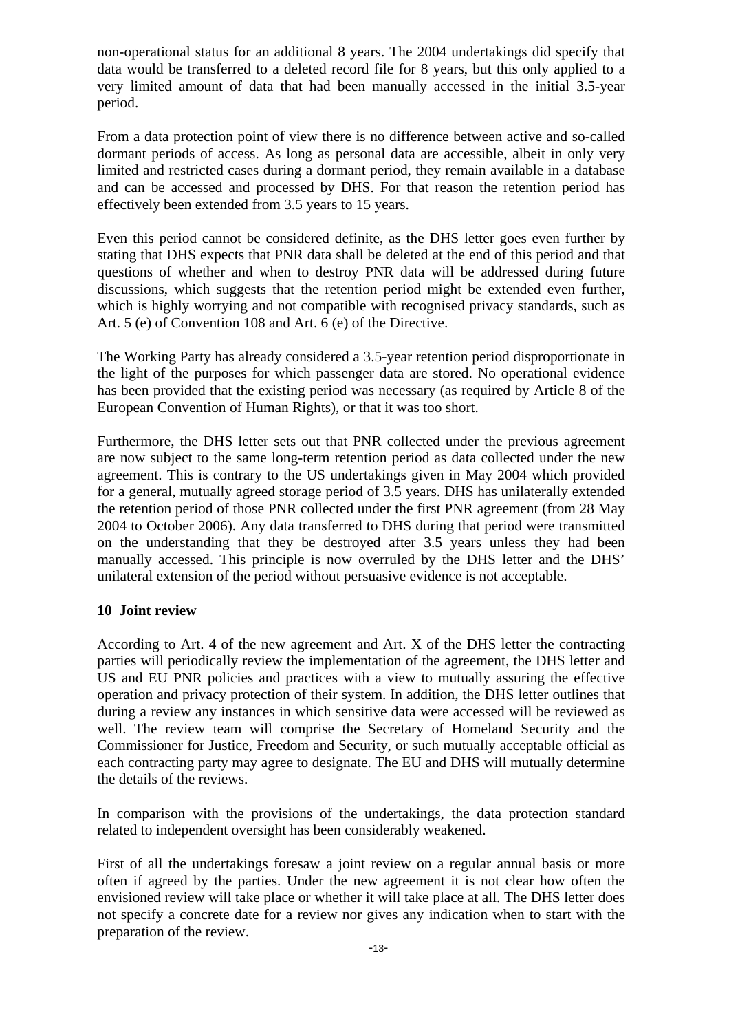non-operational status for an additional 8 years. The 2004 undertakings did specify that data would be transferred to a deleted record file for 8 years, but this only applied to a very limited amount of data that had been manually accessed in the initial 3.5-year period.

From a data protection point of view there is no difference between active and so-called dormant periods of access. As long as personal data are accessible, albeit in only very limited and restricted cases during a dormant period, they remain available in a database and can be accessed and processed by DHS. For that reason the retention period has effectively been extended from 3.5 years to 15 years.

Even this period cannot be considered definite, as the DHS letter goes even further by stating that DHS expects that PNR data shall be deleted at the end of this period and that questions of whether and when to destroy PNR data will be addressed during future discussions, which suggests that the retention period might be extended even further, which is highly worrying and not compatible with recognised privacy standards, such as Art. 5 (e) of Convention 108 and Art. 6 (e) of the Directive.

The Working Party has already considered a 3.5-year retention period disproportionate in the light of the purposes for which passenger data are stored. No operational evidence has been provided that the existing period was necessary (as required by Article 8 of the European Convention of Human Rights), or that it was too short.

Furthermore, the DHS letter sets out that PNR collected under the previous agreement are now subject to the same long-term retention period as data collected under the new agreement. This is contrary to the US undertakings given in May 2004 which provided for a general, mutually agreed storage period of 3.5 years. DHS has unilaterally extended the retention period of those PNR collected under the first PNR agreement (from 28 May 2004 to October 2006). Any data transferred to DHS during that period were transmitted on the understanding that they be destroyed after 3.5 years unless they had been manually accessed. This principle is now overruled by the DHS letter and the DHS' unilateral extension of the period without persuasive evidence is not acceptable.

**10 Joint review**

According to Art. 4 of the new agreement and Art. X of the DHS letter the contracting parties will periodically review the implementation of the agreement, the DHS letter and US and EU PNR policies and practices with a view to mutually assuring the effective operation and privacy protection of their system. In addition, the DHS letter outlines that during a review any instances in which sensitive data were accessed will be reviewed as well. The review team will comprise the Secretary of Homeland Security and the Commissioner for Justice, Freedom and Security, or such mutually acceptable official as each contracting party may agree to designate. The EU and DHS will mutually determine the details of the reviews.

In comparison with the provisions of the undertakings, the data protection standard related to independent oversight has been considerably weakened.

First of all the undertakings foresaw a joint review on a regular annual basis or more often if agreed by the parties. Under the new agreement it is not clear how often the envisioned review will take place or whether it will take place at all. The DHS letter does not specify a concrete date for a review nor gives any indication when to start with the preparation of the review.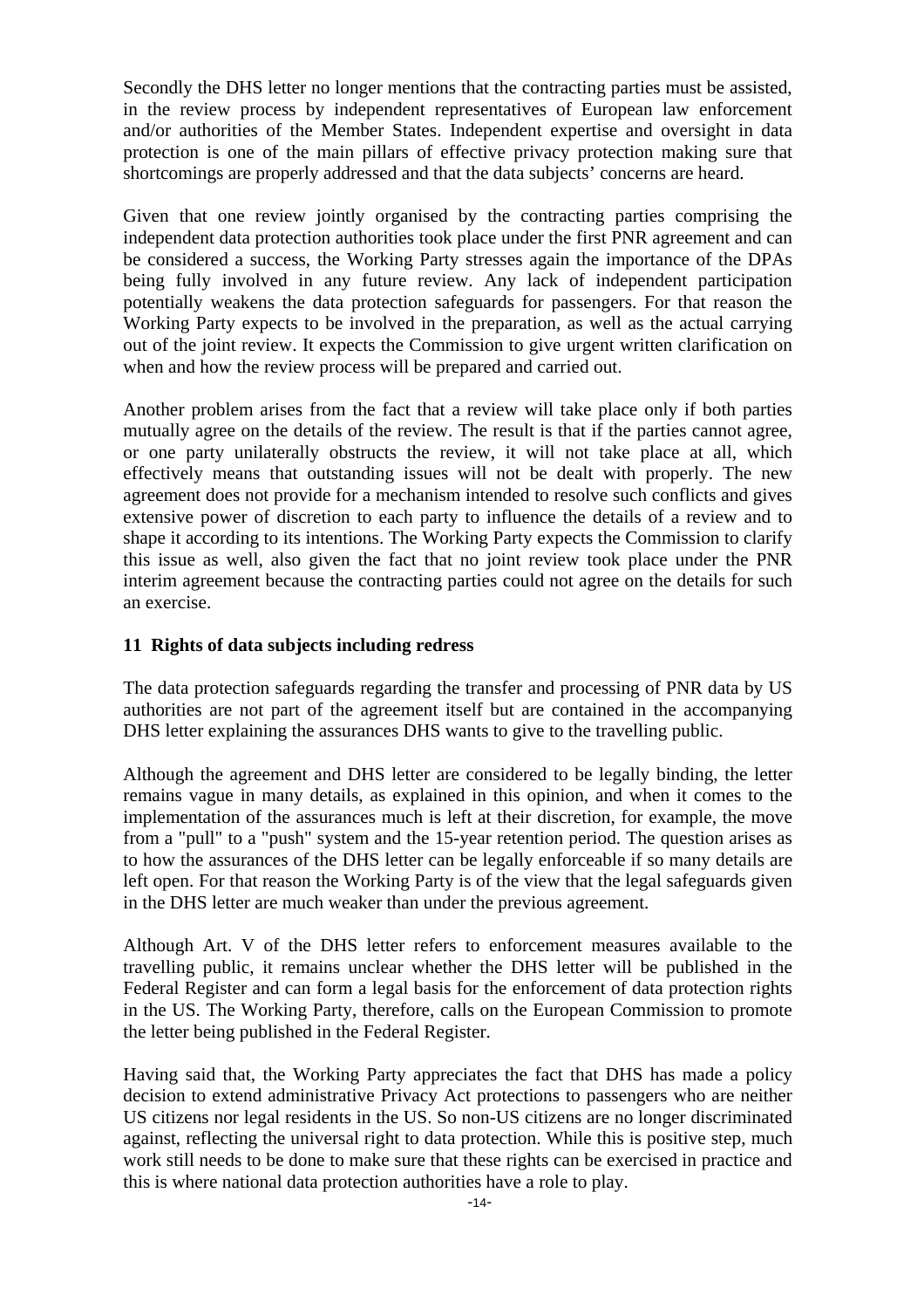Secondly the DHS letter no longer mentions that the contracting parties must be assisted, in the review process by independent representatives of European law enforcement and/or authorities of the Member States. Independent expertise and oversight in data protection is one of the main pillars of effective privacy protection making sure that shortcomings are properly addressed and that the data subjects' concerns are heard.

Given that one review jointly organised by the contracting parties comprising the independent data protection authorities took place under the first PNR agreement and can be considered a success, the Working Party stresses again the importance of the DPAs being fully involved in any future review. Any lack of independent participation potentially weakens the data protection safeguards for passengers. For that reason the Working Party expects to be involved in the preparation, as well as the actual carrying out of the joint review. It expects the Commission to give urgent written clarification on when and how the review process will be prepared and carried out.

Another problem arises from the fact that a review will take place only if both parties mutually agree on the details of the review. The result is that if the parties cannot agree, or one party unilaterally obstructs the review, it will not take place at all, which effectively means that outstanding issues will not be dealt with properly. The new agreement does not provide for a mechanism intended to resolve such conflicts and gives extensive power of discretion to each party to influence the details of a review and to shape it according to its intentions. The Working Party expects the Commission to clarify this issue as well, also given the fact that no joint review took place under the PNR interim agreement because the contracting parties could not agree on the details for such an exercise.

## 11 Rights of data subjects including redress

The data protection safeguards regarding the transfer and processing of PNR data by US authorities are not part of the agreement itself but are contained in the accompanying DHS letter explaining the assurances DHS wants to give to the travelling public.

Although the agreement and DHS letter are considered to be legally binding, the letter remains vague in many details, as explained in this opinion, and when it comes to the implementation of the assurances much is left at their discretion, for example, the move from a "pull" to a "push" system and the 15-year retention period. The question arises as to how the assurances of the DHS letter can be legally enforceable if so many details are left open. For that reason the Working Party is of the view that the legal safeguards given in the DHS letter are much weaker than under the previous agreement.

Although Art. V of the DHS letter refers to enforcement measures available to the travelling public, it remains unclear whether the DHS letter will be published in the Federal Register and can form a legal basis for the enforcement of data protection rights in the US. The Working Party, therefore, calls on the European Commission to promote the letter being published in the Federal Register.

Having said that, the Working Party appreciates the fact that DHS has made a policy decision to extend administrative Privacy Act protections to passengers who are neither US citizens nor legal residents in the US. So non-US citizens are no longer discriminated against, reflecting the universal right to data protection. While this is positive step, much work still needs to be done to make sure that these rights can be exercised in practice and this is where national data protection authorities have a role to play.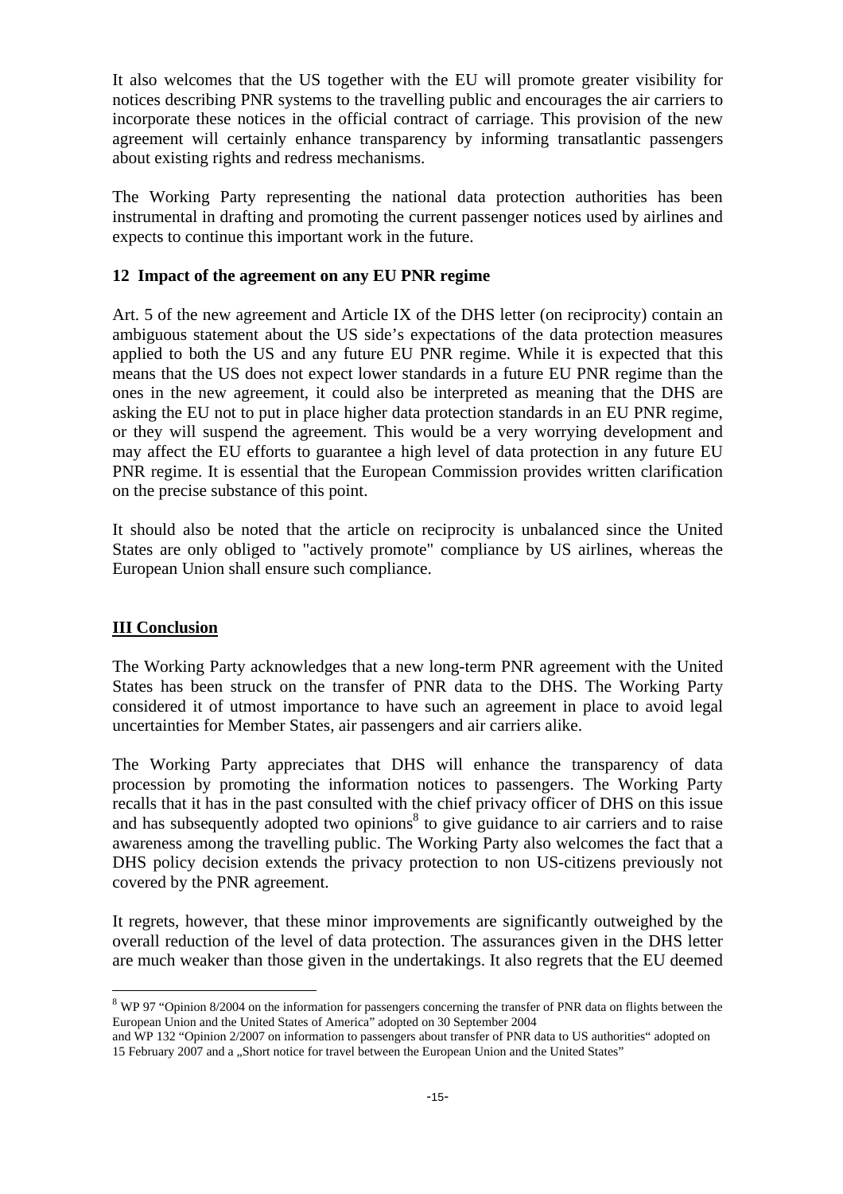It also welcomes that the US together with the EU will promote greater visibility for notices describing PNR systems to the travelling public and encourages the air carriers to incorporate these notices in the official contract of carriage. This provision of the new agreement will certainly enhance transparency by informing transatlantic passengers about existing rights and redress mechanisms.

The Working Party representing the national data protection authorities has been instrumental in drafting and promoting the current passenger notices used by airlines and expects to continue this important work in the future.

### 12 Impact of the agreement on any EU PNR regime

Art. 5 of the new agreement and Article IX of the DHS letter (on reciprocity) contain an ambiguous statement about the US side's expectations of the data protection measures applied to both the US and any future EU PNR regime. While it is expected that this means that the US does not expect lower standards in a future EU PNR regime than the ones in the new agreement, it could also be interpreted as meaning that the DHS are asking the EU not to put in place higher data protection standards in an EU PNR regime, or they will suspend the agreement. This would be a very worrying development and may affect the EU efforts to guarantee a high level of data protection in any future EU PNR regime. It is essential that the European Commission provides written clarification on the precise substance of this point.

It should also be noted that the article on reciprocity is unbalanced since the United States are only obliged to "actively promote" compliance by US airlines, whereas the European Union shall ensure such compliance.

## III Conclusion

The Working Party acknowledges that a new long-term PNR agreement with the United States has been struck on the transfer of PNR data to the DHS. The Working Party considered it of utmost importance to have such an agreement in place to avoid legal uncertainties for Member States, air passengers and air carriers alike.

The Working Party appreciates that DHS will enhance the transparency of data procession by promoting the information notices to passengers. The Working Party recalls that it has in the past consulted with the chief privacy officer of DHS on this issue and has subsequently adopted two opinions[8] to give guidance to air carriers and to raise awareness among the travelling public. The Working Party also welcomes the fact that a DHS policy decision extends the privacy protection to non US-citizens previously not covered by the PNR agreement.

It regrets, however, that these minor improvements are significantly outweighed by the overall reduction of the level of data protection. The assurances given in the DHS letter are much weaker than those given in the undertakings. It also regrets that the EU deemed

---

[8] WP 97 "Opinion 8/2004 on the information for passengers concerning the transfer of PNR data on flights between the European Union and the United States of America" adopted on 30 September 2004
and WP 132 "Opinion 2/2007 on information to passengers about transfer of PNR data to US authorities" adopted on 15 February 2007 and a „Short notice for travel between the European Union and the United States"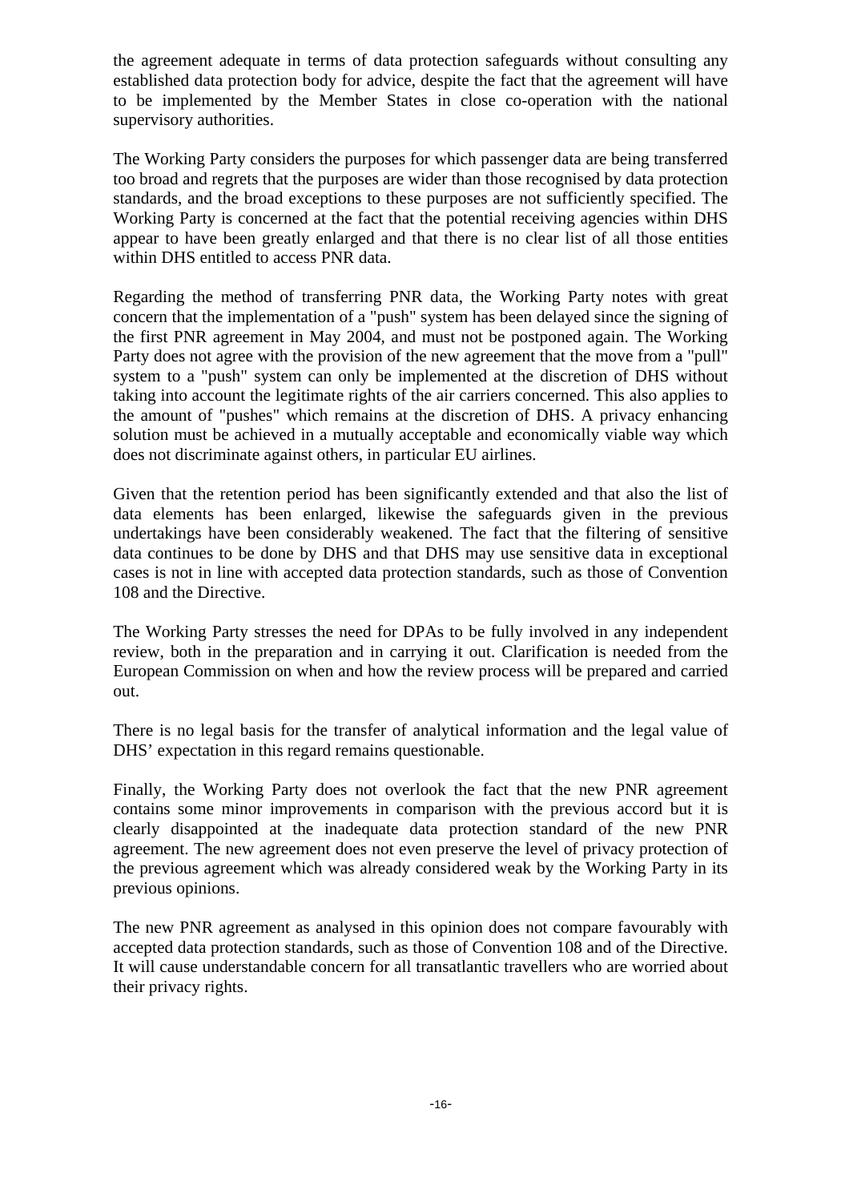the agreement adequate in terms of data protection safeguards without consulting any established data protection body for advice, despite the fact that the agreement will have to be implemented by the Member States in close co-operation with the national supervisory authorities.

The Working Party considers the purposes for which passenger data are being transferred too broad and regrets that the purposes are wider than those recognised by data protection standards, and the broad exceptions to these purposes are not sufficiently specified. The Working Party is concerned at the fact that the potential receiving agencies within DHS appear to have been greatly enlarged and that there is no clear list of all those entities within DHS entitled to access PNR data.

Regarding the method of transferring PNR data, the Working Party notes with great concern that the implementation of a "push" system has been delayed since the signing of the first PNR agreement in May 2004, and must not be postponed again. The Working Party does not agree with the provision of the new agreement that the move from a "pull" system to a "push" system can only be implemented at the discretion of DHS without taking into account the legitimate rights of the air carriers concerned. This also applies to the amount of "pushes" which remains at the discretion of DHS. A privacy enhancing solution must be achieved in a mutually acceptable and economically viable way which does not discriminate against others, in particular EU airlines.

Given that the retention period has been significantly extended and that also the list of data elements has been enlarged, likewise the safeguards given in the previous undertakings have been considerably weakened. The fact that the filtering of sensitive data continues to be done by DHS and that DHS may use sensitive data in exceptional cases is not in line with accepted data protection standards, such as those of Convention 108 and the Directive.

The Working Party stresses the need for DPAs to be fully involved in any independent review, both in the preparation and in carrying it out. Clarification is needed from the European Commission on when and how the review process will be prepared and carried out.

There is no legal basis for the transfer of analytical information and the legal value of DHS' expectation in this regard remains questionable.

Finally, the Working Party does not overlook the fact that the new PNR agreement contains some minor improvements in comparison with the previous accord but it is clearly disappointed at the inadequate data protection standard of the new PNR agreement. The new agreement does not even preserve the level of privacy protection of the previous agreement which was already considered weak by the Working Party in its previous opinions.

The new PNR agreement as analysed in this opinion does not compare favourably with accepted data protection standards, such as those of Convention 108 and of the Directive. It will cause understandable concern for all transatlantic travellers who are worried about their privacy rights.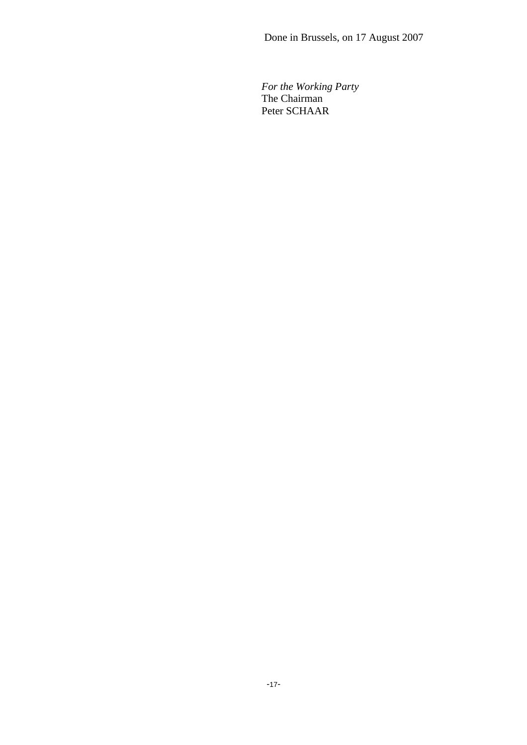Done in Brussels, on 17 August 2007

*For the Working Party*
The Chairman
Peter SCHAAR